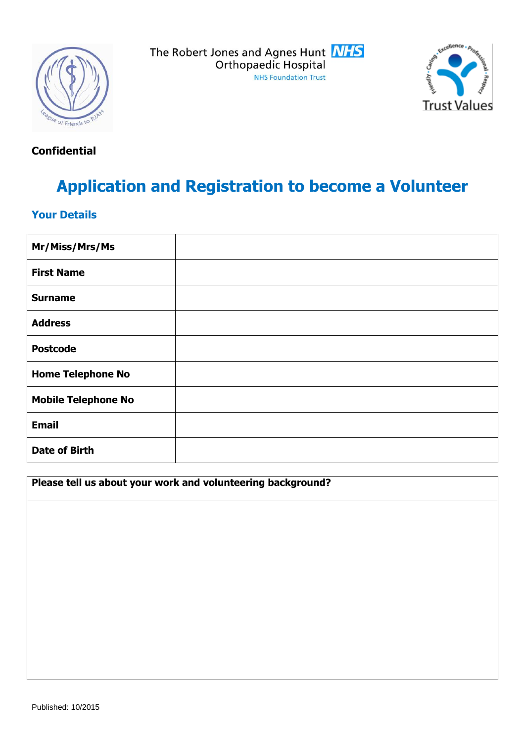The Robert Jones and Agnes Hunt Orthopaedic Hospital
NHS Foundation Trust

**Confidential**

# Application and Registration to become a Volunteer

## Your Details

| Mr/Miss/Mrs/Ms | |
|---|---|
| **First Name** | |
| **Surname** | |
| **Address** | |
| **Postcode** | |
| **Home Telephone No** | |
| **Mobile Telephone No** | |
| **Email** | |
| **Date of Birth** | |

| Please tell us about your work and volunteering background? |
|---|
| |

Published: 10/2015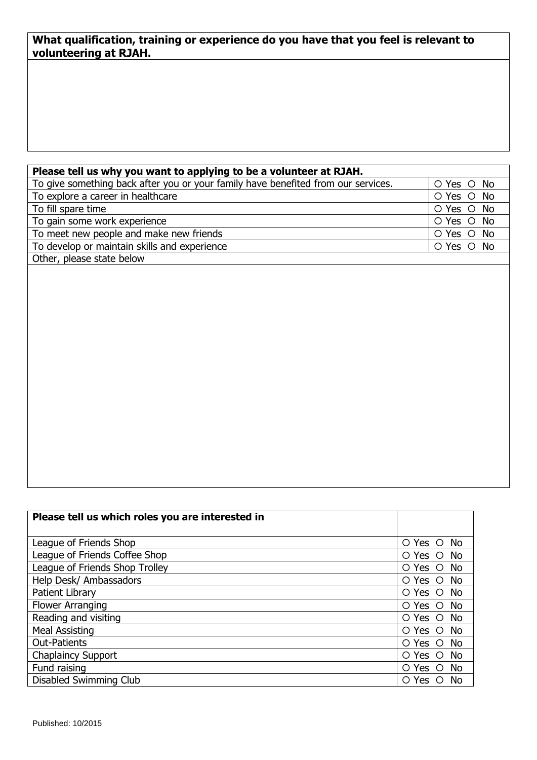| What qualification, training or experience do you have that you feel is relevant to volunteering at RJAH. |
| --- |
| |

| Please tell us why you want to applying to be a volunteer at RJAH. | |
| --- | --- |
| To give something back after you or your family have benefited from our services. | ○ Yes ○ No |
| To explore a career in healthcare | ○ Yes ○ No |
| To fill spare time | ○ Yes ○ No |
| To gain some work experience | ○ Yes ○ No |
| To meet new people and make new friends | ○ Yes ○ No |
| To develop or maintain skills and experience | ○ Yes ○ No |
| Other, please state below | |
| | |

| Please tell us which roles you are interested in | |
| --- | --- |
| League of Friends Shop | ○ Yes ○ No |
| League of Friends Coffee Shop | ○ Yes ○ No |
| League of Friends Shop Trolley | ○ Yes ○ No |
| Help Desk/ Ambassadors | ○ Yes ○ No |
| Patient Library | ○ Yes ○ No |
| Flower Arranging | ○ Yes ○ No |
| Reading and visiting | ○ Yes ○ No |
| Meal Assisting | ○ Yes ○ No |
| Out-Patients | ○ Yes ○ No |
| Chaplaincy Support | ○ Yes ○ No |
| Fund raising | ○ Yes ○ No |
| Disabled Swimming Club | ○ Yes ○ No |

Published: 10/2015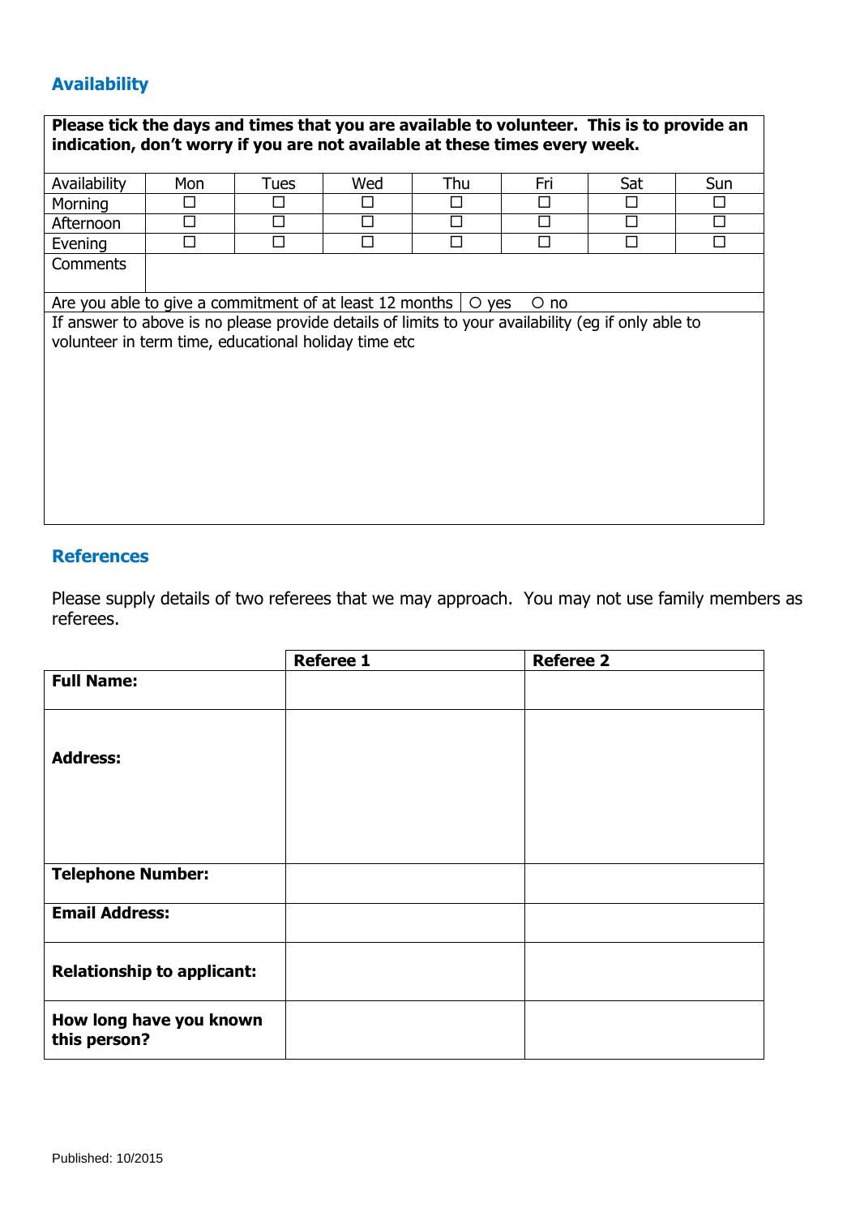## Availability

| **Please tick the days and times that you are available to volunteer. This is to provide an indication, don't worry if you are not available at these times every week.** | | | | | | | |
|---|---|---|---|---|---|---|---|
| Availability | Mon | Tues | Wed | Thu | Fri | Sat | Sun |
| Morning | ☐ | ☐ | ☐ | ☐ | ☐ | ☐ | ☐ |
| Afternoon | ☐ | ☐ | ☐ | ☐ | ☐ | ☐ | ☐ |
| Evening | ☐ | ☐ | ☐ | ☐ | ☐ | ☐ | ☐ |
| Comments | | | | | | | |

| Are you able to give a commitment of at least 12 months | ○ yes ○ no |
|---|---|
| If answer to above is no please provide details of limits to your availability (eg if only able to volunteer in term time, educational holiday time etc | |

## References

Please supply details of two referees that we may approach. You may not use family members as referees.

| | **Referee 1** | **Referee 2** |
|---|---|---|
| **Full Name:** | | |
| **Address:** | | |
| **Telephone Number:** | | |
| **Email Address:** | | |
| **Relationship to applicant:** | | |
| **How long have you known this person?** | | |

Published: 10/2015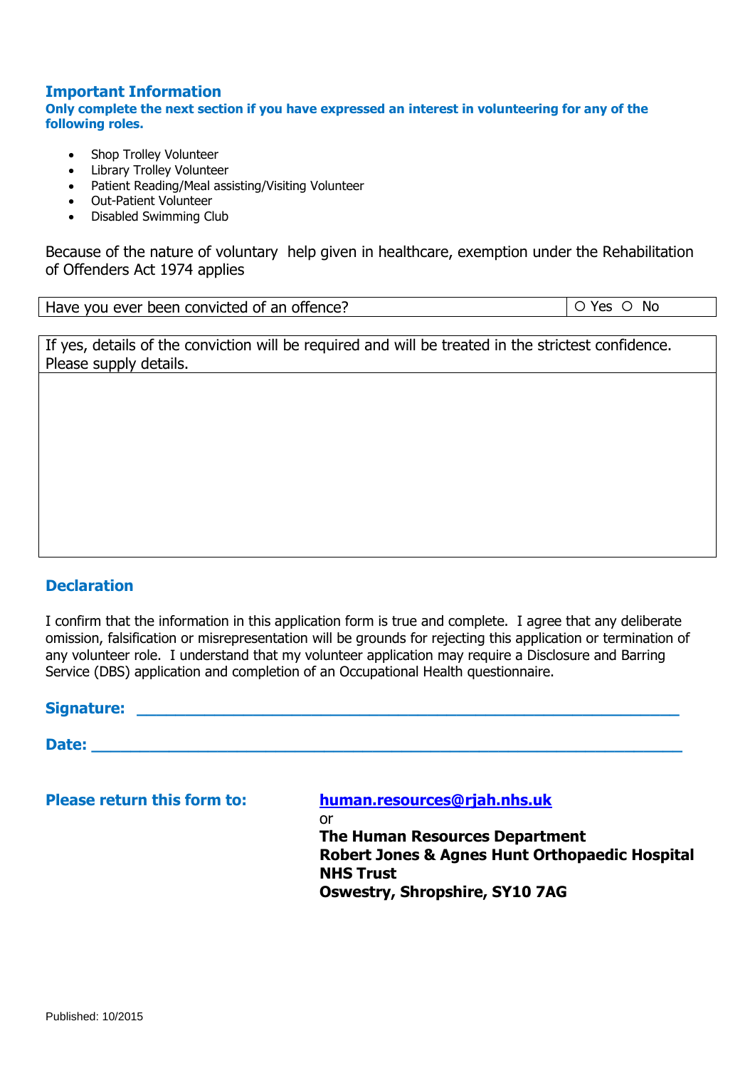## Important Information

**Only complete the next section if you have expressed an interest in volunteering for any of the following roles.**

- Shop Trolley Volunteer
- Library Trolley Volunteer
- Patient Reading/Meal assisting/Visiting Volunteer
- Out-Patient Volunteer
- Disabled Swimming Club

Because of the nature of voluntary help given in healthcare, exemption under the Rehabilitation of Offenders Act 1974 applies

| | |
|---|---|
| Have you ever been convicted of an offence? | ○ Yes ○ No |

| |
|---|
| If yes, details of the conviction will be required and will be treated in the strictest confidence. Please supply details. |
| |

## Declaration

I confirm that the information in this application form is true and complete. I agree that any deliberate omission, falsification or misrepresentation will be grounds for rejecting this application or termination of any volunteer role. I understand that my volunteer application may require a Disclosure and Barring Service (DBS) application and completion of an Occupational Health questionnaire.

**Signature:** ____________________________________________

**Date:** ____________________________________________

**Please return this form to:**

**human.resources@rjah.nhs.uk**
or
**The Human Resources Department**
**Robert Jones & Agnes Hunt Orthopaedic Hospital NHS Trust**
**Oswestry, Shropshire, SY10 7AG**

Published: 10/2015